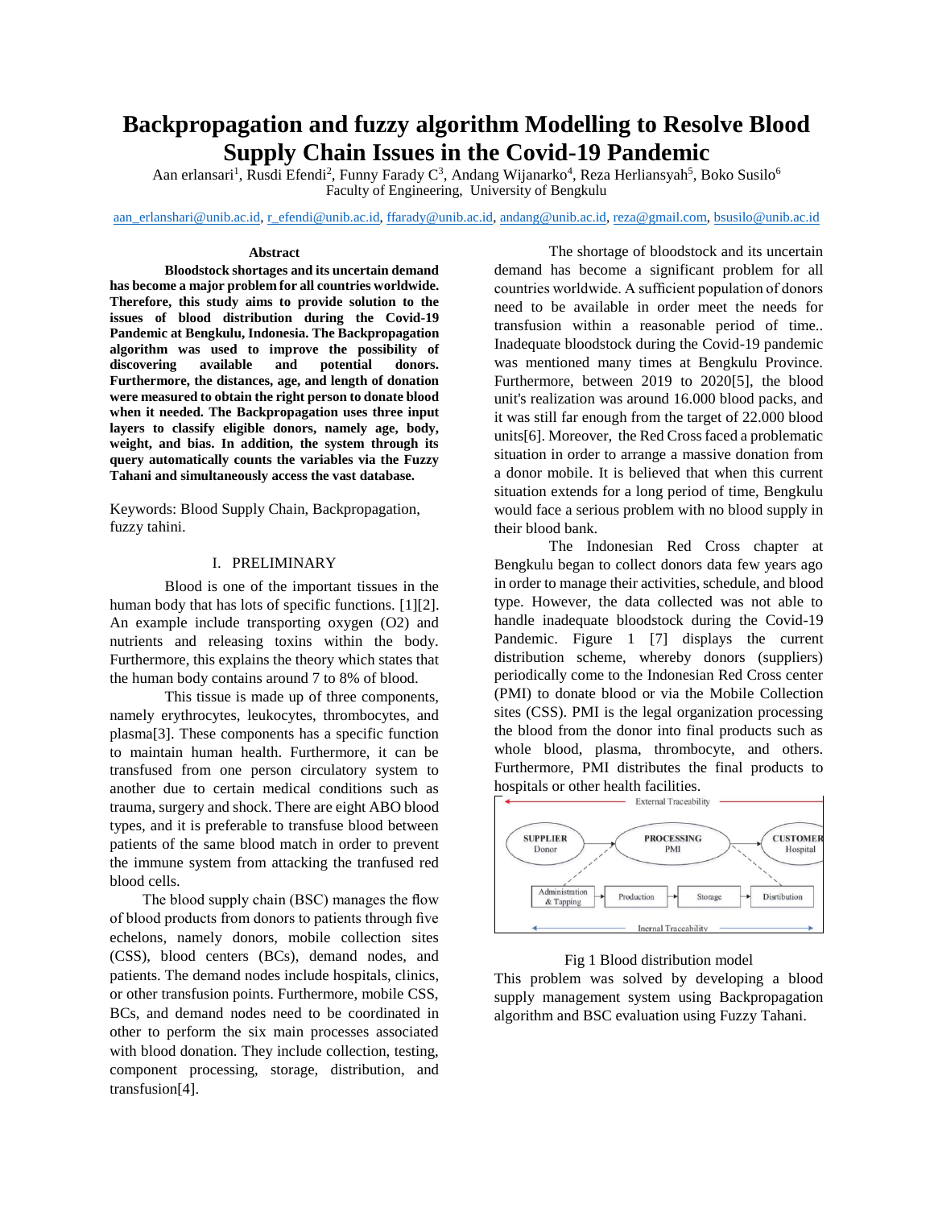# Backpropagation and fuzzy algorithm Modelling to Resolve Blood Supply Chain Issues in the Covid-19 Pandemic

Aan erlansari[1], Rusdi Efendi[2], Funny Farady C[3], Andang Wijanarko[4], Reza Herliansyah[5], Boko Susilo[6]
Faculty of Engineering, University of Bengkulu

aan_erlanshari@unib.ac.id, r_efendi@unib.ac.id, ffarady@unib.ac.id, andang@unib.ac.id, reza@gmail.com, bsusilo@unib.ac.id

### Abstract

**Bloodstock shortages and its uncertain demand has become a major problem for all countries worldwide. Therefore, this study aims to provide solution to the issues of blood distribution during the Covid-19 Pandemic at Bengkulu, Indonesia. The Backpropagation algorithm was used to improve the possibility of discovering available and potential donors. Furthermore, the distances, age, and length of donation were measured to obtain the right person to donate blood when it needed. The Backpropagation uses three input layers to classify eligible donors, namely age, body, weight, and bias. In addition, the system through its query automatically counts the variables via the Fuzzy Tahani and simultaneously access the vast database.**

Keywords: Blood Supply Chain, Backpropagation, fuzzy tahini.

## I. PRELIMINARY

Blood is one of the important tissues in the human body that has lots of specific functions. [1][2]. An example include transporting oxygen ($O_2$) and nutrients and releasing toxins within the body. Furthermore, this explains the theory which states that the human body contains around 7 to 8% of blood.

This tissue is made up of three components, namely erythrocytes, leukocytes, thrombocytes, and plasma[3]. These components has a specific function to maintain human health. Furthermore, it can be transfused from one person circulatory system to another due to certain medical conditions such as trauma, surgery and shock. There are eight ABO blood types, and it is preferable to transfuse blood between patients of the same blood match in order to prevent the immune system from attacking the tranfused red blood cells.

The blood supply chain (BSC) manages the flow of blood products from donors to patients through five echelons, namely donors, mobile collection sites (CSS), blood centers (BCs), demand nodes, and patients. The demand nodes include hospitals, clinics, or other transfusion points. Furthermore, mobile CSS, BCs, and demand nodes need to be coordinated in other to perform the six main processes associated with blood donation. They include collection, testing, component processing, storage, distribution, and transfusion[4].

The shortage of bloodstock and its uncertain demand has become a significant problem for all countries worldwide. A sufficient population of donors need to be available in order meet the needs for transfusion within a reasonable period of time.. Inadequate bloodstock during the Covid-19 pandemic was mentioned many times at Bengkulu Province. Furthermore, between 2019 to 2020[5], the blood unit's realization was around 16.000 blood packs, and it was still far enough from the target of 22.000 blood units[6]. Moreover, the Red Cross faced a problematic situation in order to arrange a massive donation from a donor mobile. It is believed that when this current situation extends for a long period of time, Bengkulu would face a serious problem with no blood supply in their blood bank.

The Indonesian Red Cross chapter at Bengkulu began to collect donors data few years ago in order to manage their activities, schedule, and blood type. However, the data collected was not able to handle inadequate bloodstock during the Covid-19 Pandemic. Figure 1 [7] displays the current distribution scheme, whereby donors (suppliers) periodically come to the Indonesian Red Cross center (PMI) to donate blood or via the Mobile Collection sites (CSS). PMI is the legal organization processing the blood from the donor into final products such as whole blood, plasma, thrombocyte, and others. Furthermore, PMI distributes the final products to hospitals or other health facilities.

Fig 1 Blood distribution model

This problem was solved by developing a blood supply management system using Backpropagation algorithm and BSC evaluation using Fuzzy Tahani.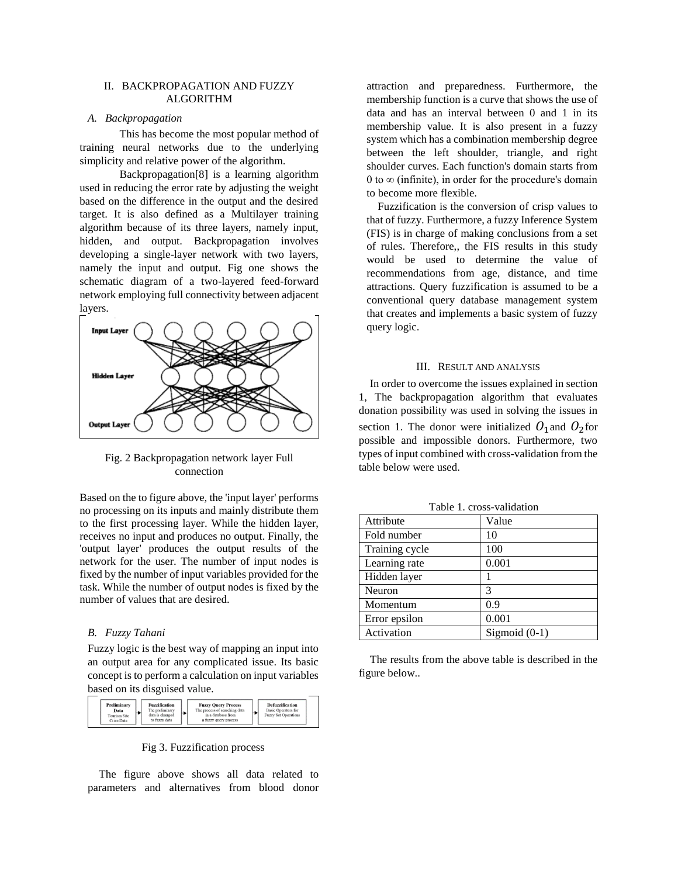## II. BACKPROPAGATION AND FUZZY ALGORITHM

### A. Backpropagation

This has become the most popular method of training neural networks due to the underlying simplicity and relative power of the algorithm.

Backpropagation[8] is a learning algorithm used in reducing the error rate by adjusting the weight based on the difference in the output and the desired target. It is also defined as a Multilayer training algorithm because of its three layers, namely input, hidden, and output. Backpropagation involves developing a single-layer network with two layers, namely the input and output. Fig one shows the schematic diagram of a two-layered feed-forward network employing full connectivity between adjacent layers.

Fig. 2 Backpropagation network layer Full connection

Based on the to figure above, the 'input layer' performs no processing on its inputs and mainly distribute them to the first processing layer. While the hidden layer, receives no input and produces no output. Finally, the 'output layer' produces the output results of the network for the user. The number of input nodes is fixed by the number of input variables provided for the task. While the number of output nodes is fixed by the number of values that are desired.

### B. Fuzzy Tahani

Fuzzy logic is the best way of mapping an input into an output area for any complicated issue. Its basic concept is to perform a calculation on input variables based on its disguised value.

Fig 3. Fuzzification process

The figure above shows all data related to parameters and alternatives from blood donor attraction and preparedness. Furthermore, the membership function is a curve that shows the use of data and has an interval between 0 and 1 in its membership value. It is also present in a fuzzy system which has a combination membership degree between the left shoulder, triangle, and right shoulder curves. Each function's domain starts from 0 to ∞ (infinite), in order for the procedure's domain to become more flexible.

Fuzzification is the conversion of crisp values to that of fuzzy. Furthermore, a fuzzy Inference System (FIS) is in charge of making conclusions from a set of rules. Therefore,, the FIS results in this study would be used to determine the value of recommendations from age, distance, and time attractions. Query fuzzification is assumed to be a conventional query database management system that creates and implements a basic system of fuzzy query logic.

## III. RESULT AND ANALYSIS

In order to overcome the issues explained in section 1, The backpropagation algorithm that evaluates donation possibility was used in solving the issues in section 1. The donor were initialized $O_1$ and $O_2$ for possible and impossible donors. Furthermore, two types of input combined with cross-validation from the table below were used.

Table 1. cross-validation

| Attribute | Value |
|---|---|
| Fold number | 10 |
| Training cycle | 100 |
| Learning rate | 0.001 |
| Hidden layer | 1 |
| Neuron | 3 |
| Momentum | 0.9 |
| Error epsilon | 0.001 |
| Activation | Sigmoid (0-1) |

The results from the above table is described in the figure below..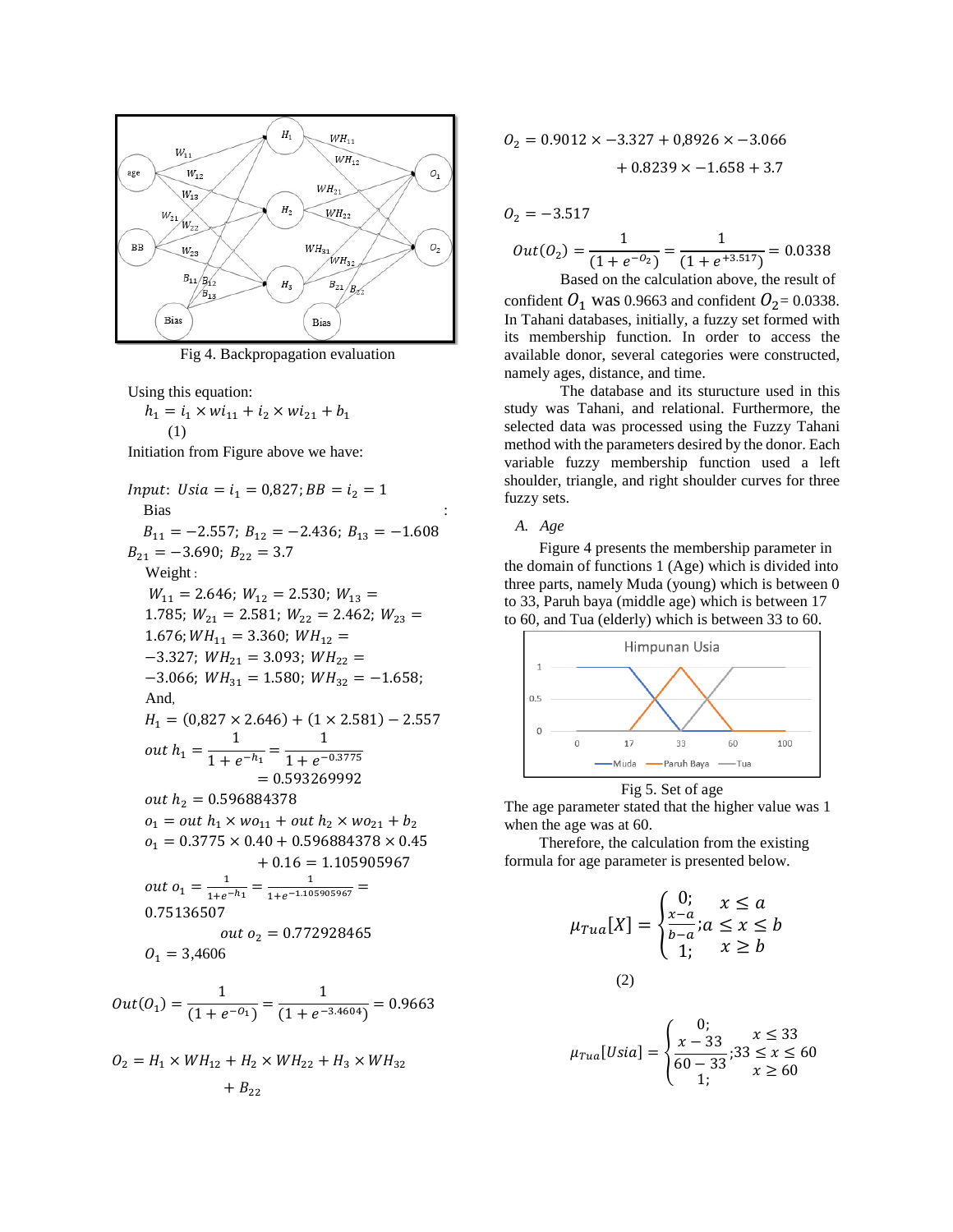Fig 4. Backpropagation evaluation

Using this equation:

$$h_1 = i_1 \times wi_{11} + i_2 \times wi_{21} + b_1 \quad (1)$$

Initiation from Figure above we have:

$Input$: $Usia = i_1 = 0{,}827; BB = i_2 = 1$

Bias :

$B_{11} = -2.557;\ B_{12} = -2.436;\ B_{13} = -1.608$
$B_{21} = -3.690;\ B_{22} = 3.7$

Weight :

$W_{11} = 2.646;\ W_{12} = 2.530;\ W_{13} = 1.785;\ W_{21} = 2.581;\ W_{22} = 2.462;\ W_{23} = 1.676; WH_{11} = 3.360;\ WH_{12} = -3.327;\ WH_{21} = 3.093;\ WH_{22} = -3.066;\ WH_{31} = 1.580;\ WH_{32} = -1.658;$

And,

$H_1 = (0{,}827 \times 2.646) + (1 \times 2.581) - 2.557$

$$out\ h_1 = \frac{1}{1+e^{-h_1}} = \frac{1}{1+e^{-0.3775}} = 0.593269992$$

$out\ h_2 = 0.596884378$

$o_1 = out\ h_1 \times wo_{11} + out\ h_2 \times wo_{21} + b_2$

$o_1 = 0.3775 \times 0.40 + 0.596884378 \times 0.45 + 0.16 = 1.105905967$

$$out\ o_1 = \frac{1}{1+e^{-h_1}} = \frac{1}{1+e^{-1.105905967}} = 0.75136507$$

$out\ o_2 = 0.772928465$

$O_1 = 3{,}4606$

$$Out(O_1) = \frac{1}{(1+e^{-O_1})} = \frac{1}{(1+e^{-3.4604})} = 0.9663$$

$$O_2 = H_1 \times WH_{12} + H_2 \times WH_{22} + H_3 \times WH_{32} + B_{22}$$

$$O_2 = 0.9012 \times -3.327 + 0{,}8926 \times -3.066 + 0.8239 \times -1.658 + 3.7$$

$$O_2 = -3.517$$

$$Out(O_2) = \frac{1}{(1+e^{-O_2})} = \frac{1}{(1+e^{+3.517})} = 0.0338$$

Based on the calculation above, the result of confident $O_1$ was 0.9663 and confident $O_2$= 0.0338. In Tahani databases, initially, a fuzzy set formed with its membership function. In order to access the available donor, several categories were constructed, namely ages, distance, and time.

The database and its sturucture used in this study was Tahani, and relational. Furthermore, the selected data was processed using the Fuzzy Tahani method with the parameters desired by the donor. Each variable fuzzy membership function used a left shoulder, triangle, and right shoulder curves for three fuzzy sets.

### A. *Age*

Figure 4 presents the membership parameter in the domain of functions 1 (Age) which is divided into three parts, namely Muda (young) which is between 0 to 33, Paruh baya (middle age) which is between 17 to 60, and Tua (elderly) which is between 33 to 60.

Fig 5. Set of age

The age parameter stated that the higher value was 1 when the age was at 60.

Therefore, the calculation from the existing formula for age parameter is presented below.

$$\mu_{Tua}[X] = \begin{cases} 0; & x \le a \\ \frac{x-a}{b-a}; & a \le x \le b \\ 1; & x \ge b \end{cases} \quad (2)$$

$$\mu_{Tua}[Usia] = \begin{cases} 0; & x \le 33 \\ \frac{x-33}{60-33}; & 33 \le x \le 60 \\ 1; & x \ge 60 \end{cases}$$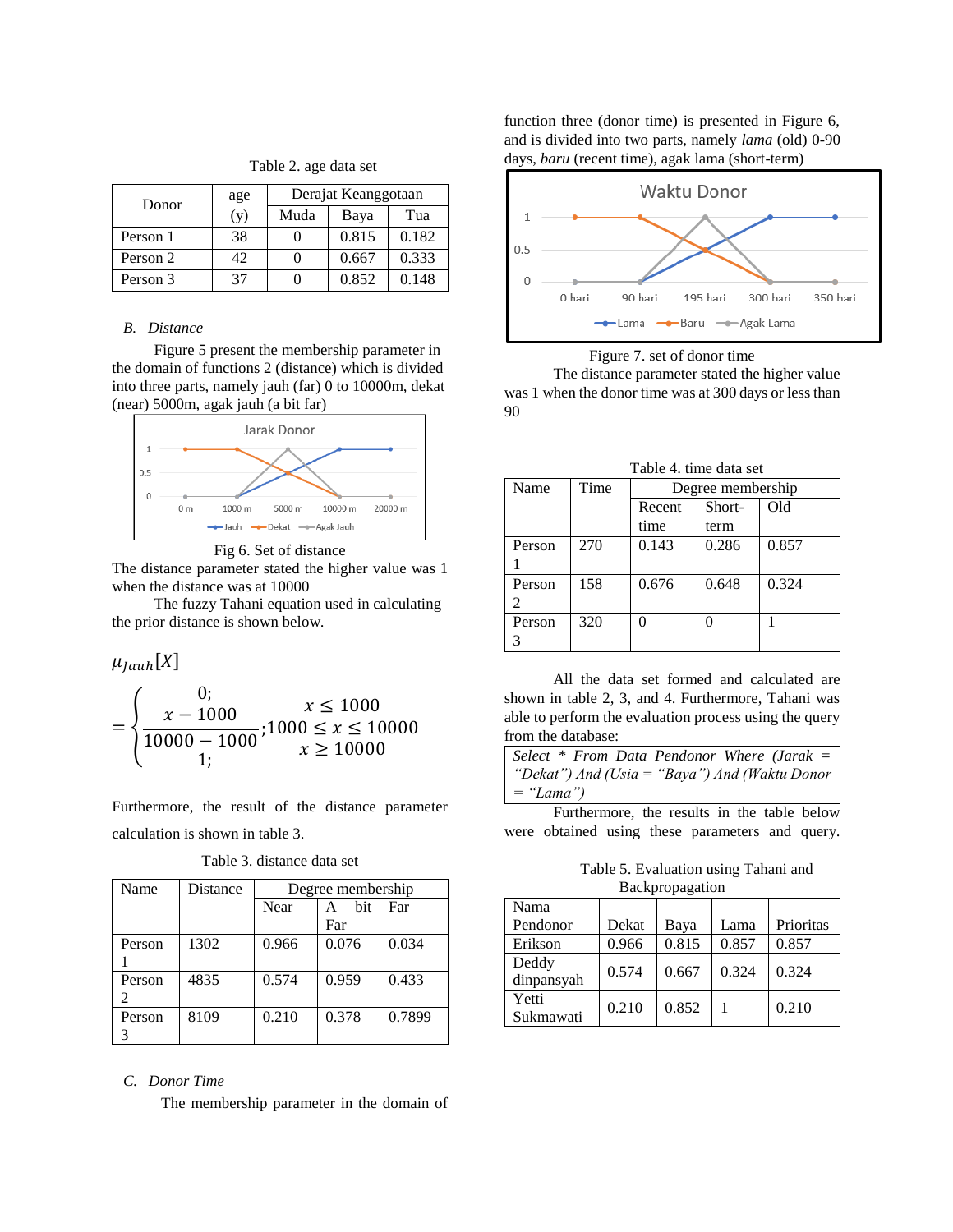Table 2. age data set

| Donor | age (y) | Derajat Keanggotaan | | |
|---|---|---|---|---|
| | | Muda | Baya | Tua |
| Person 1 | 38 | 0 | 0.815 | 0.182 |
| Person 2 | 42 | 0 | 0.667 | 0.333 |
| Person 3 | 37 | 0 | 0.852 | 0.148 |

### B. *Distance*

Figure 5 present the membership parameter in the domain of functions 2 (distance) which is divided into three parts, namely jauh (far) 0 to 10000m, dekat (near) 5000m, agak jauh (a bit far)

Fig 6. Set of distance

The distance parameter stated the higher value was 1 when the distance was at 10000

The fuzzy Tahani equation used in calculating the prior distance is shown below.

$$\mu_{Jauh}[X] = \begin{cases} 0; & x \leq 1000 \\ \dfrac{x - 1000}{10000 - 1000}; & 1000 \leq x \leq 10000 \\ 1; & x \geq 10000 \end{cases}$$

Furthermore, the result of the distance parameter calculation is shown in table 3.

Table 3. distance data set

| Name | Distance | Degree membership | | |
|---|---|---|---|---|
| | | Near | A bit Far | Far |
| Person 1 | 1302 | 0.966 | 0.076 | 0.034 |
| Person 2 | 4835 | 0.574 | 0.959 | 0.433 |
| Person 3 | 8109 | 0.210 | 0.378 | 0.7899 |

### C. *Donor Time*

The membership parameter in the domain of function three (donor time) is presented in Figure 6, and is divided into two parts, namely *lama* (old) 0-90 days, *baru* (recent time), agak lama (short-term)

Figure 7. set of donor time

The distance parameter stated the higher value was 1 when the donor time was at 300 days or less than 90

Table 4. time data set

| Name | Time | Degree membership | | |
|---|---|---|---|---|
| | | Recent time | Short-term | Old |
| Person 1 | 270 | 0.143 | 0.286 | 0.857 |
| Person 2 | 158 | 0.676 | 0.648 | 0.324 |
| Person 3 | 320 | 0 | 0 | 1 |

All the data set formed and calculated are shown in table 2, 3, and 4. Furthermore, Tahani was able to perform the evaluation process using the query from the database:

*Select \* From Data Pendonor Where (Jarak = "Dekat") And (Usia = "Baya") And (Waktu Donor = "Lama")*

Furthermore, the results in the table below were obtained using these parameters and query.

Table 5. Evaluation using Tahani and Backpropagation

| Nama Pendonor | Dekat | Baya | Lama | Prioritas |
|---|---|---|---|---|
| Erikson | 0.966 | 0.815 | 0.857 | 0.857 |
| Deddy dinpansyah | 0.574 | 0.667 | 0.324 | 0.324 |
| Yetti Sukmawati | 0.210 | 0.852 | 1 | 0.210 |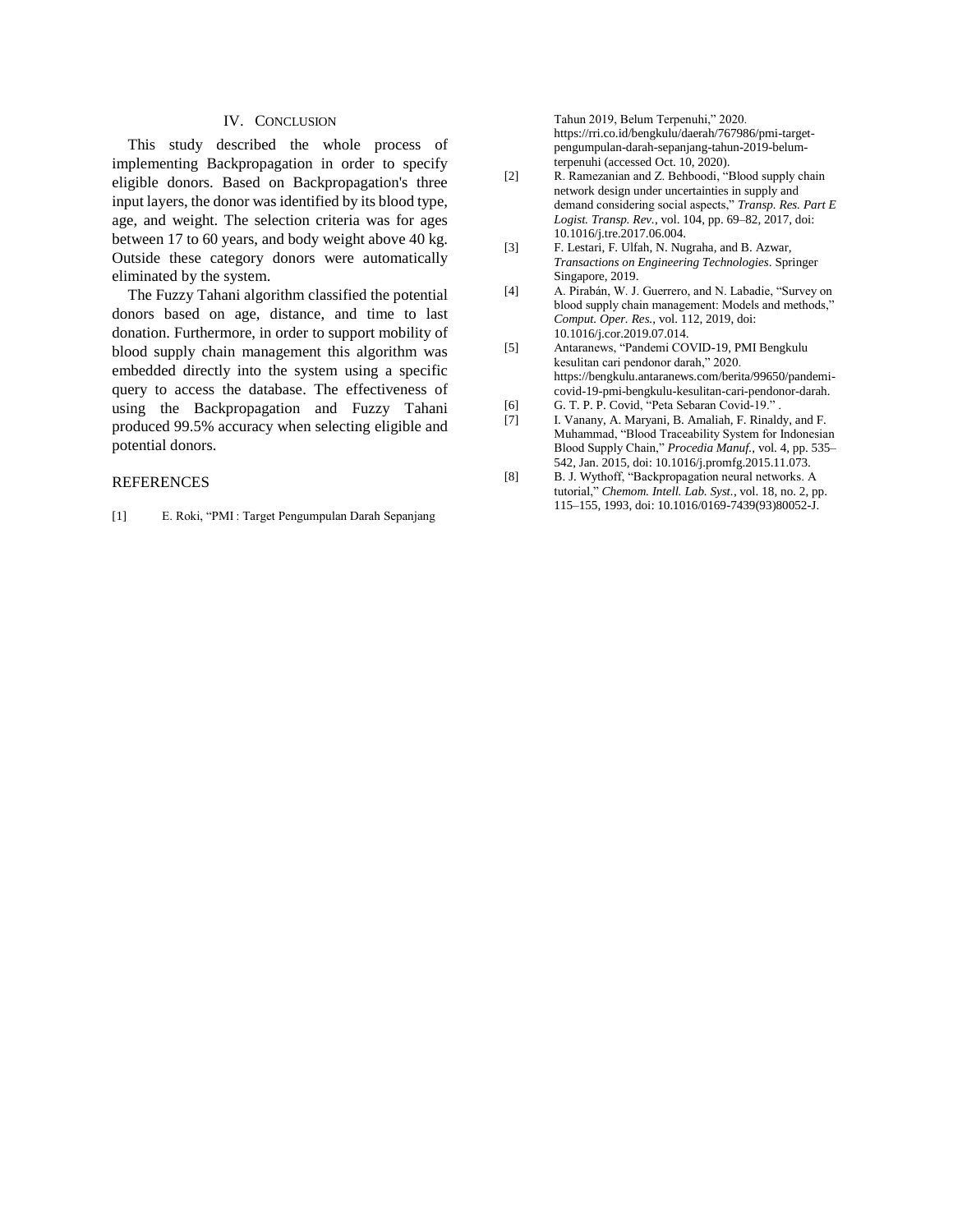## IV. CONCLUSION

This study described the whole process of implementing Backpropagation in order to specify eligible donors. Based on Backpropagation's three input layers, the donor was identified by its blood type, age, and weight. The selection criteria was for ages between 17 to 60 years, and body weight above 40 kg. Outside these category donors were automatically eliminated by the system.

The Fuzzy Tahani algorithm classified the potential donors based on age, distance, and time to last donation. Furthermore, in order to support mobility of blood supply chain management this algorithm was embedded directly into the system using a specific query to access the database. The effectiveness of using the Backpropagation and Fuzzy Tahani produced 99.5% accuracy when selecting eligible and potential donors.

## REFERENCES

[1] E. Roki, "PMI : Target Pengumpulan Darah Sepanjang Tahun 2019, Belum Terpenuhi," 2020. https://rri.co.id/bengkulu/daerah/767986/pmi-target-pengumpulan-darah-sepanjang-tahun-2019-belum-terpenuhi (accessed Oct. 10, 2020).

[2] R. Ramezanian and Z. Behboodi, "Blood supply chain network design under uncertainties in supply and demand considering social aspects," *Transp. Res. Part E Logist. Transp. Rev.*, vol. 104, pp. 69–82, 2017, doi: 10.1016/j.tre.2017.06.004.

[3] F. Lestari, F. Ulfah, N. Nugraha, and B. Azwar, *Transactions on Engineering Technologies*. Springer Singapore, 2019.

[4] A. Pirabán, W. J. Guerrero, and N. Labadie, "Survey on blood supply chain management: Models and methods," *Comput. Oper. Res.*, vol. 112, 2019, doi: 10.1016/j.cor.2019.07.014.

[5] Antaranews, "Pandemi COVID-19, PMI Bengkulu kesulitan cari pendonor darah," 2020. https://bengkulu.antaranews.com/berita/99650/pandemi-covid-19-pmi-bengkulu-kesulitan-cari-pendonor-darah.

[6] G. T. P. P. Covid, "Peta Sebaran Covid-19." .

[7] I. Vanany, A. Maryani, B. Amaliah, F. Rinaldy, and F. Muhammad, "Blood Traceability System for Indonesian Blood Supply Chain," *Procedia Manuf.*, vol. 4, pp. 535–542, Jan. 2015, doi: 10.1016/j.promfg.2015.11.073.

[8] B. J. Wythoff, "Backpropagation neural networks. A tutorial," *Chemom. Intell. Lab. Syst.*, vol. 18, no. 2, pp. 115–155, 1993, doi: 10.1016/0169-7439(93)80052-J.